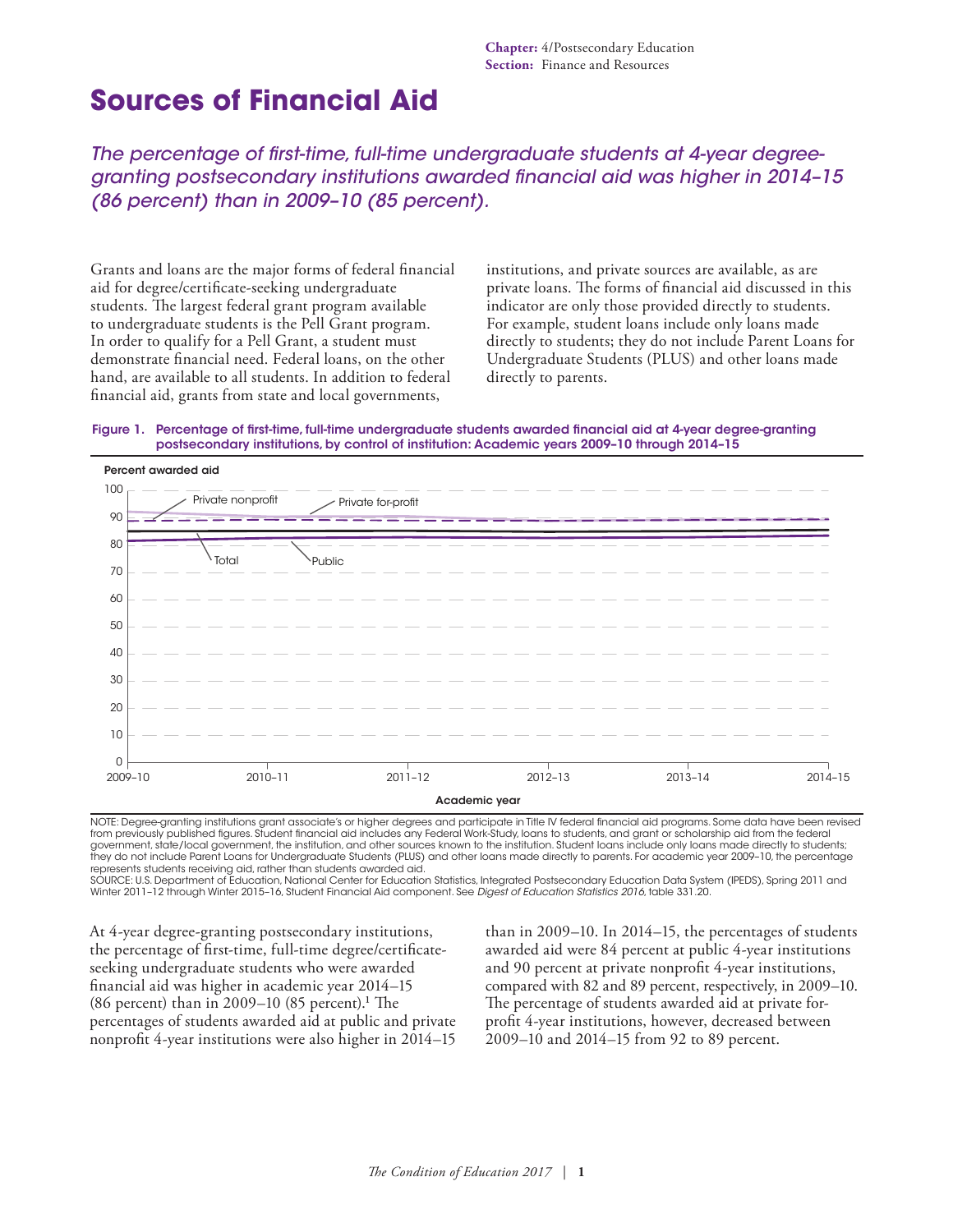# Sources of Financial Aid

*The percentage of first-time, full-time undergraduate students at 4-year degree-granting postsecondary institutions awarded financial aid was higher in 2014–15 (86 percent) than in 2009–10 (85 percent).*

Grants and loans are the major forms of federal financial aid for degree/certificate-seeking undergraduate students. The largest federal grant program available to undergraduate students is the Pell Grant program. In order to qualify for a Pell Grant, a student must demonstrate financial need. Federal loans, on the other hand, are available to all students. In addition to federal financial aid, grants from state and local governments, institutions, and private sources are available, as are private loans. The forms of financial aid discussed in this indicator are only those provided directly to students. For example, student loans include only loans made directly to students; they do not include Parent Loans for Undergraduate Students (PLUS) and other loans made directly to parents.

**Figure 1. Percentage of first-time, full-time undergraduate students awarded financial aid at 4-year degree-granting postsecondary institutions, by control of institution: Academic years 2009–10 through 2014–15**

NOTE: Degree-granting institutions grant associate's or higher degrees and participate in Title IV federal financial aid programs. Some data have been revised from previously published figures. Student financial aid includes any Federal Work-Study, loans to students, and grant or scholarship aid from the federal government, state/local government, the institution, and other sources known to the institution. Student loans include only loans made directly to students; they do not include Parent Loans for Undergraduate Students (PLUS) and other loans made directly to parents. For academic year 2009–10, the percentage represents students receiving aid, rather than students awarded aid.

SOURCE: U.S. Department of Education, National Center for Education Statistics, Integrated Postsecondary Education Data System (IPEDS), Spring 2011 and Winter 2011–12 through Winter 2015–16, Student Financial Aid component. See *Digest of Education Statistics 2016*, table 331.20.

At 4-year degree-granting postsecondary institutions, the percentage of first-time, full-time degree/certificate-seeking undergraduate students who were awarded financial aid was higher in academic year 2014–15 (86 percent) than in 2009–10 (85 percent).[1] The percentages of students awarded aid at public and private nonprofit 4-year institutions were also higher in 2014–15 than in 2009–10. In 2014–15, the percentages of students awarded aid were 84 percent at public 4-year institutions and 90 percent at private nonprofit 4-year institutions, compared with 82 and 89 percent, respectively, in 2009–10. The percentage of students awarded aid at private for-profit 4-year institutions, however, decreased between 2009–10 and 2014–15 from 92 to 89 percent.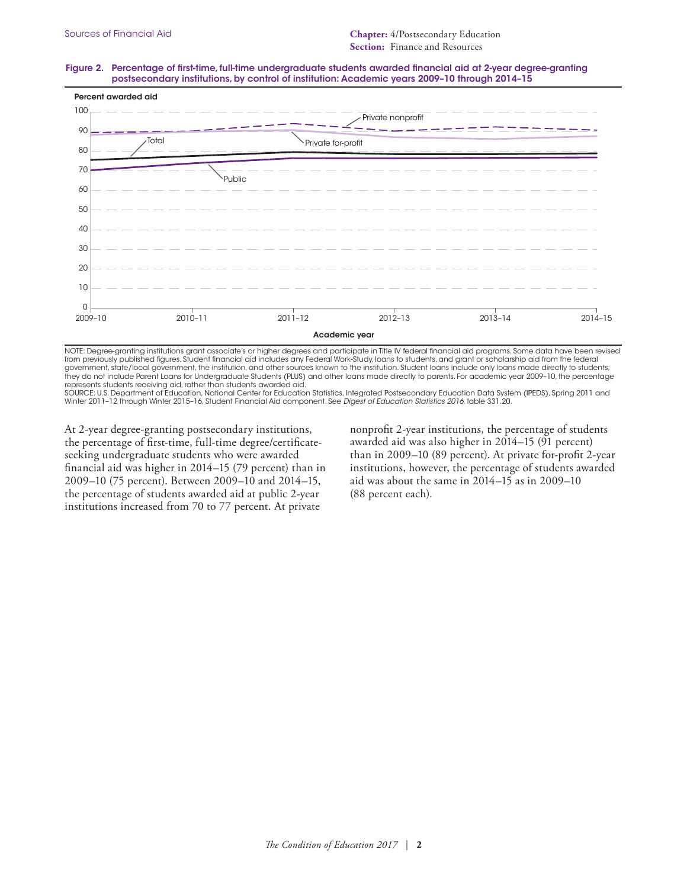**Figure 2. Percentage of first-time, full-time undergraduate students awarded financial aid at 2-year degree-granting postsecondary institutions, by control of institution: Academic years 2009–10 through 2014–15**

NOTE: Degree-granting institutions grant associate's or higher degrees and participate in Title IV federal financial aid programs. Some data have been revised from previously published figures. Student financial aid includes any Federal Work-Study, loans to students, and grant or scholarship aid from the federal government, state/local government, the institution, and other sources known to the institution. Student loans include only loans made directly to students; they do not include Parent Loans for Undergraduate Students (PLUS) and other loans made directly to parents. For academic year 2009–10, the percentage represents students receiving aid, rather than students awarded aid.

SOURCE: U.S. Department of Education, National Center for Education Statistics, Integrated Postsecondary Education Data System (IPEDS), Spring 2011 and Winter 2011–12 through Winter 2015–16, Student Financial Aid component. See *Digest of Education Statistics 2016*, table 331.20.

At 2-year degree-granting postsecondary institutions, the percentage of first-time, full-time degree/certificate-seeking undergraduate students who were awarded financial aid was higher in 2014–15 (79 percent) than in 2009–10 (75 percent). Between 2009–10 and 2014–15, the percentage of students awarded aid at public 2-year institutions increased from 70 to 77 percent. At private nonprofit 2-year institutions, the percentage of students awarded aid was also higher in 2014–15 (91 percent) than in 2009–10 (89 percent). At private for-profit 2-year institutions, however, the percentage of students awarded aid was about the same in 2014–15 as in 2009–10 (88 percent each).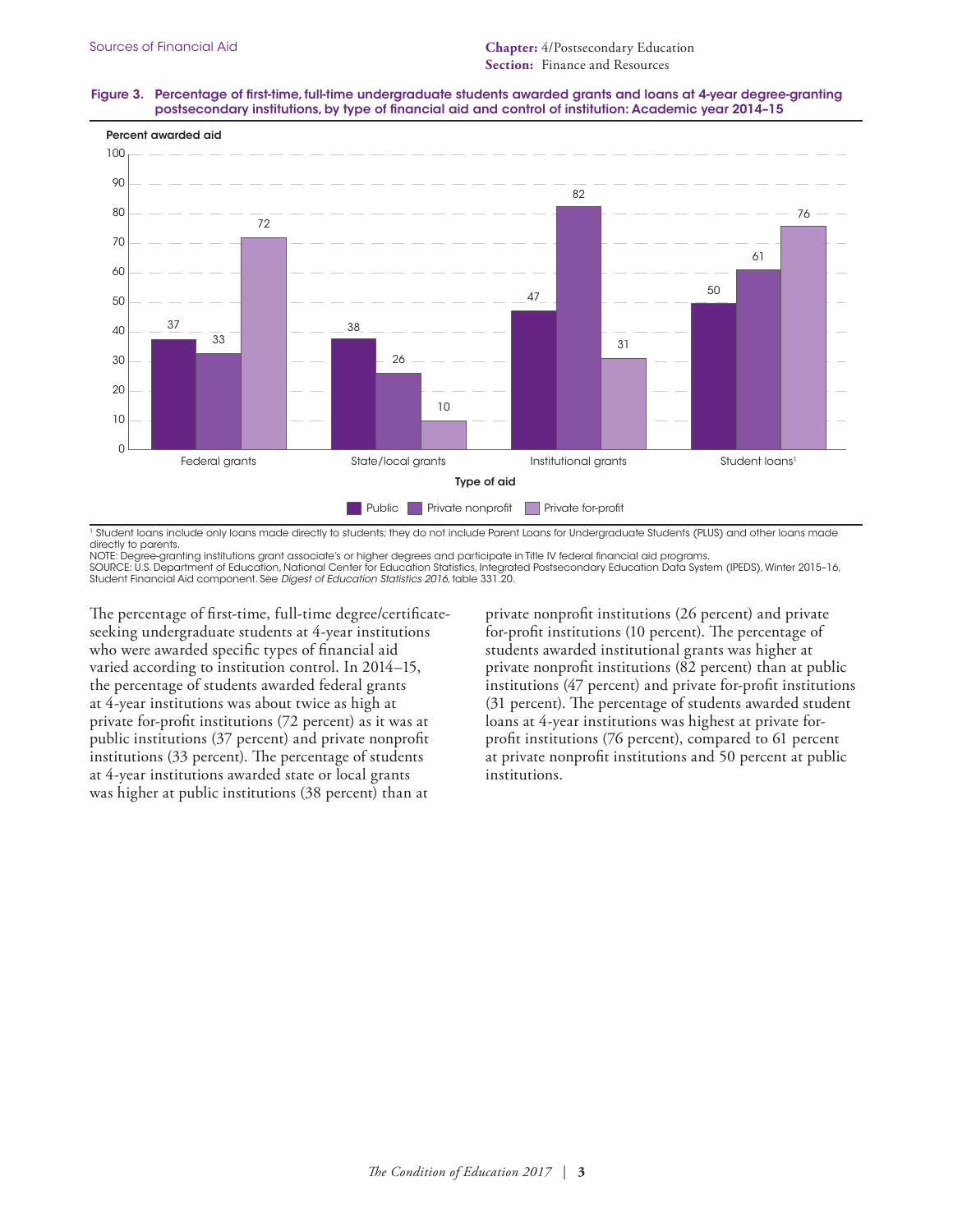**Figure 3. Percentage of first-time, full-time undergraduate students awarded grants and loans at 4-year degree-granting postsecondary institutions, by type of financial aid and control of institution: Academic year 2014–15**

| Type of aid | Public | Private nonprofit | Private for-profit |
|---|---|---|---|
| Federal grants | 37 | 33 | 72 |
| State/local grants | 38 | 26 | 10 |
| Institutional grants | 47 | 82 | 31 |
| Student loans[1] | 50 | 61 | 76 |

[1] Student loans include only loans made directly to students; they do not include Parent Loans for Undergraduate Students (PLUS) and other loans made directly to parents.
NOTE: Degree-granting institutions grant associate's or higher degrees and participate in Title IV federal financial aid programs.
SOURCE: U.S. Department of Education, National Center for Education Statistics, Integrated Postsecondary Education Data System (IPEDS), Winter 2015–16, Student Financial Aid component. See *Digest of Education Statistics 2016*, table 331.20.

The percentage of first-time, full-time degree/certificate-seeking undergraduate students at 4-year institutions who were awarded specific types of financial aid varied according to institution control. In 2014–15, the percentage of students awarded federal grants at 4-year institutions was about twice as high at private for-profit institutions (72 percent) as it was at public institutions (37 percent) and private nonprofit institutions (33 percent). The percentage of students at 4-year institutions awarded state or local grants was higher at public institutions (38 percent) than at private nonprofit institutions (26 percent) and private for-profit institutions (10 percent). The percentage of students awarded institutional grants was higher at private nonprofit institutions (82 percent) than at public institutions (47 percent) and private for-profit institutions (31 percent). The percentage of students awarded student loans at 4-year institutions was highest at private for-profit institutions (76 percent), compared to 61 percent at private nonprofit institutions and 50 percent at public institutions.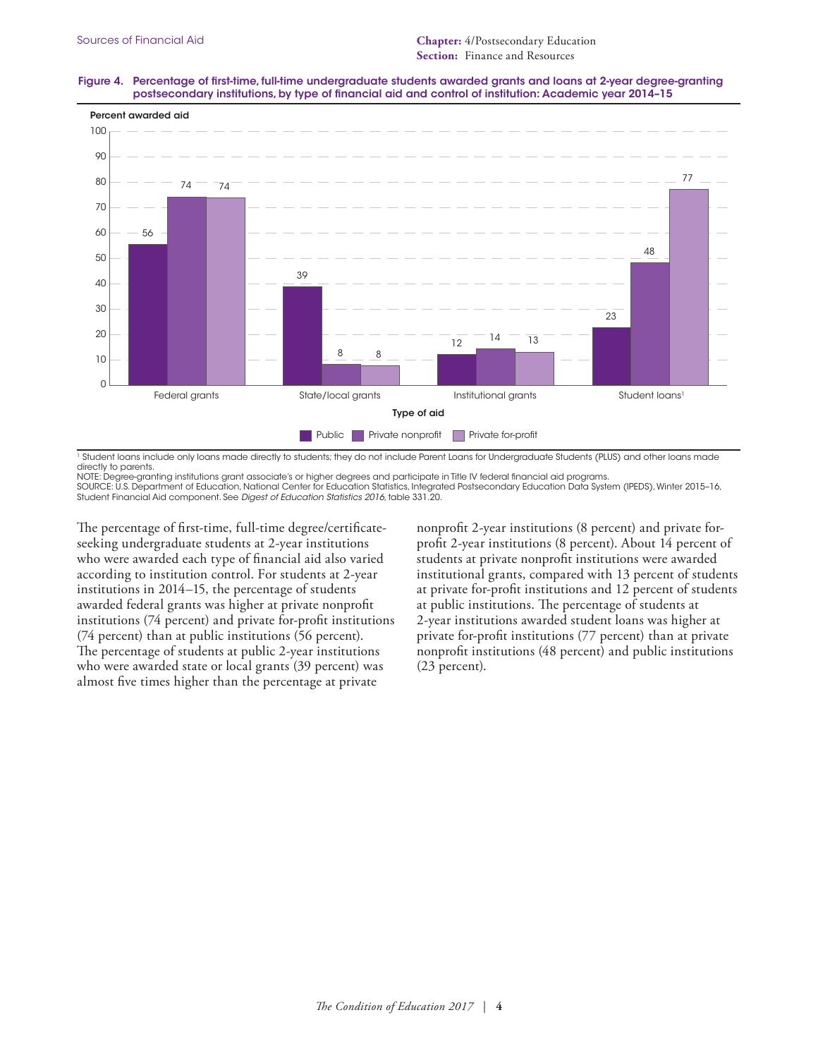**Figure 4. Percentage of first-time, full-time undergraduate students awarded grants and loans at 2-year degree-granting postsecondary institutions, by type of financial aid and control of institution: Academic year 2014–15**

| Type of aid | Public | Private nonprofit | Private for-profit |
|---|---|---|---|
| Federal grants | 56 | 74 | 74 |
| State/local grants | 39 | 8 | 8 |
| Institutional grants | 12 | 14 | 13 |
| Student loans[1] | 23 | 48 | 77 |

[1] Student loans include only loans made directly to students; they do not include Parent Loans for Undergraduate Students (PLUS) and other loans made directly to parents.

NOTE: Degree-granting institutions grant associate's or higher degrees and participate in Title IV federal financial aid programs.

SOURCE: U.S. Department of Education, National Center for Education Statistics, Integrated Postsecondary Education Data System (IPEDS), Winter 2015–16, Student Financial Aid component. See *Digest of Education Statistics 2016*, table 331.20.

The percentage of first-time, full-time degree/certificate-seeking undergraduate students at 2-year institutions who were awarded each type of financial aid also varied according to institution control. For students at 2-year institutions in 2014–15, the percentage of students awarded federal grants was higher at private nonprofit institutions (74 percent) and private for-profit institutions (74 percent) than at public institutions (56 percent). The percentage of students at public 2-year institutions who were awarded state or local grants (39 percent) was almost five times higher than the percentage at private nonprofit 2-year institutions (8 percent) and private for-profit 2-year institutions (8 percent). About 14 percent of students at private nonprofit institutions were awarded institutional grants, compared with 13 percent of students at private for-profit institutions and 12 percent of students at public institutions. The percentage of students at 2-year institutions awarded student loans was higher at private for-profit institutions (77 percent) than at private nonprofit institutions (48 percent) and public institutions (23 percent).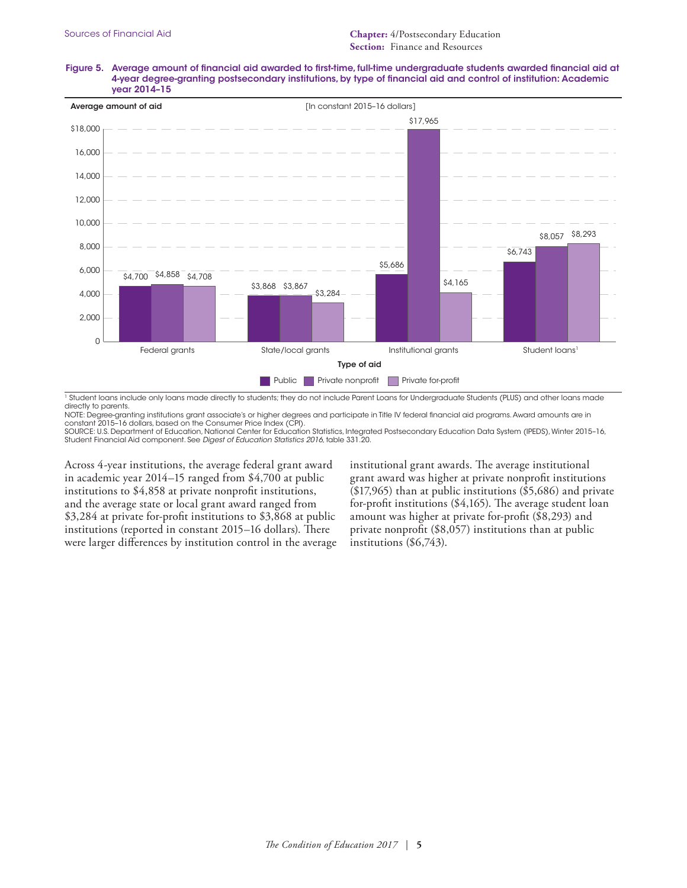**Figure 5. Average amount of financial aid awarded to first-time, full-time undergraduate students awarded financial aid at 4-year degree-granting postsecondary institutions, by type of financial aid and control of institution: Academic year 2014–15**

[In constant 2015–16 dollars]

| Type of aid | Public | Private nonprofit | Private for-profit |
|---|---|---|---|
| Federal grants | $4,700 | $4,858 | $4,708 |
| State/local grants | $3,868 | $3,867 | $3,284 |
| Institutional grants | $5,686 | $17,965 | $4,165 |
| Student loans[1] | $6,743 | $8,057 | $8,293 |

[1] Student loans include only loans made directly to students; they do not include Parent Loans for Undergraduate Students (PLUS) and other loans made directly to parents.

NOTE: Degree-granting institutions grant associate's or higher degrees and participate in Title IV federal financial aid programs. Award amounts are in constant 2015–16 dollars, based on the Consumer Price Index (CPI).

SOURCE: U.S. Department of Education, National Center for Education Statistics, Integrated Postsecondary Education Data System (IPEDS), Winter 2015–16, Student Financial Aid component. See *Digest of Education Statistics 2016*, table 331.20.

Across 4-year institutions, the average federal grant award in academic year 2014–15 ranged from $4,700 at public institutions to $4,858 at private nonprofit institutions, and the average state or local grant award ranged from $3,284 at private for-profit institutions to $3,868 at public institutions (reported in constant 2015–16 dollars). There were larger differences by institution control in the average institutional grant awards. The average institutional grant award was higher at private nonprofit institutions ($17,965) than at public institutions ($5,686) and private for-profit institutions ($4,165). The average student loan amount was higher at private for-profit ($8,293) and private nonprofit ($8,057) institutions than at public institutions ($6,743).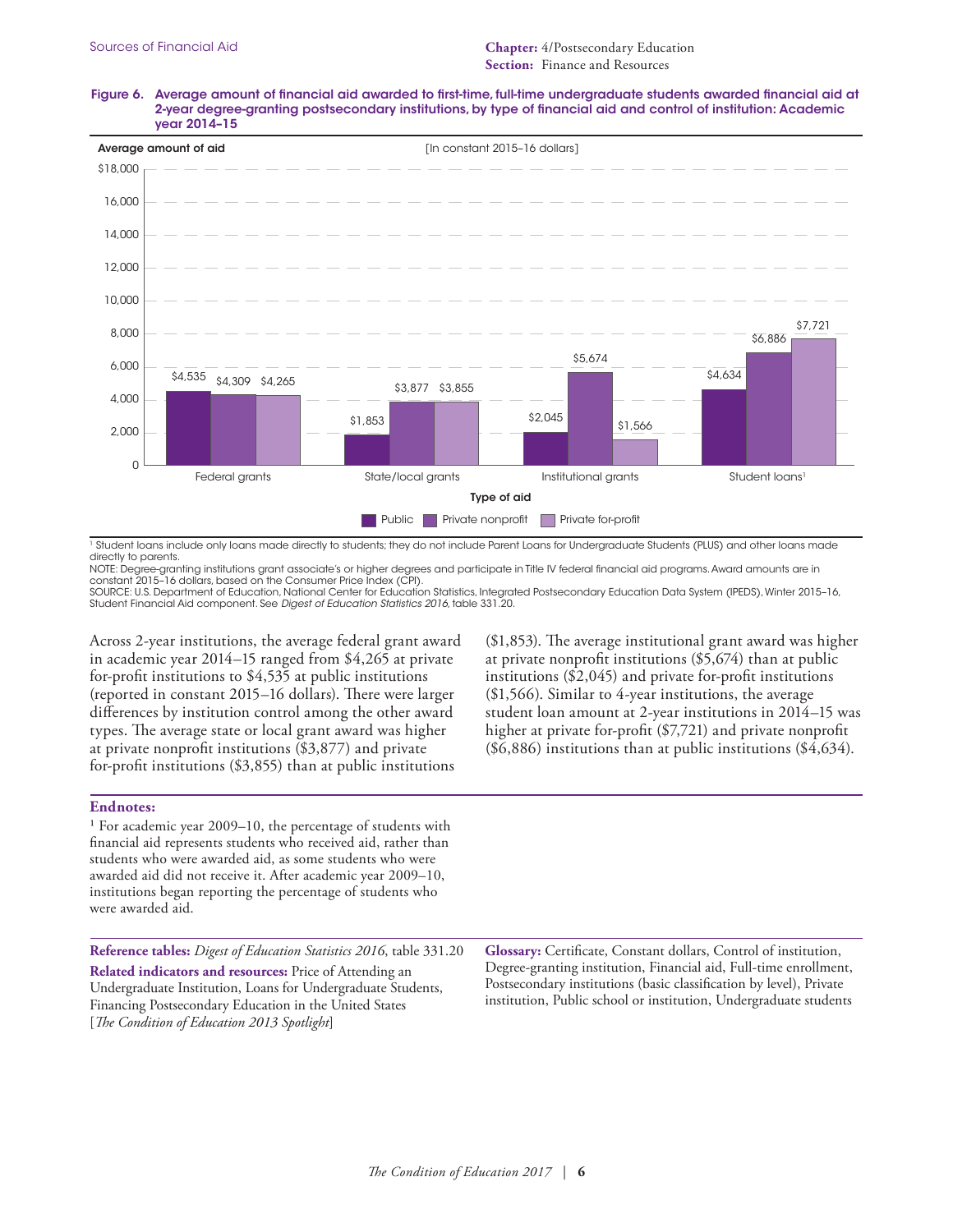**Figure 6. Average amount of financial aid awarded to first-time, full-time undergraduate students awarded financial aid at 2-year degree-granting postsecondary institutions, by type of financial aid and control of institution: Academic year 2014–15**

Average amount of aid

[In constant 2015–16 dollars]

$18,000
16,000
14,000
12,000
10,000
8,000
6,000
4,000
2,000
0

$4,535 $4,309 $4,265
$1,853 $3,877 $3,855
$2,045 $5,674 $1,566
$4,634 $6,886 $7,721

Federal grants
State/local grants
Institutional grants
Student loans[1]

Type of aid

Public
Private nonprofit
Private for-profit

[1] Student loans include only loans made directly to students; they do not include Parent Loans for Undergraduate Students (PLUS) and other loans made directly to parents.

NOTE: Degree-granting institutions grant associate's or higher degrees and participate in Title IV federal financial aid programs. Award amounts are in constant 2015–16 dollars, based on the Consumer Price Index (CPI).

SOURCE: U.S. Department of Education, National Center for Education Statistics, Integrated Postsecondary Education Data System (IPEDS), Winter 2015–16, Student Financial Aid component. See *Digest of Education Statistics 2016*, table 331.20.

Across 2-year institutions, the average federal grant award in academic year 2014–15 ranged from $4,265 at private for-profit institutions to $4,535 at public institutions (reported in constant 2015–16 dollars). There were larger differences by institution control among the other award types. The average state or local grant award was higher at private nonprofit institutions ($3,877) and private for-profit institutions ($3,855) than at public institutions ($1,853). The average institutional grant award was higher at private nonprofit institutions ($5,674) than at public institutions ($2,045) and private for-profit institutions ($1,566). Similar to 4-year institutions, the average student loan amount at 2-year institutions in 2014–15 was higher at private for-profit ($7,721) and private nonprofit ($6,886) institutions than at public institutions ($4,634).

## Endnotes:

[1] For academic year 2009–10, the percentage of students with financial aid represents students who received aid, rather than students who were awarded aid, as some students who were awarded aid did not receive it. After academic year 2009–10, institutions began reporting the percentage of students who were awarded aid.

**Reference tables:** *Digest of Education Statistics 2016*, table 331.20

**Related indicators and resources:** Price of Attending an Undergraduate Institution, Loans for Undergraduate Students, Financing Postsecondary Education in the United States [*The Condition of Education 2013 Spotlight*]

**Glossary:** Certificate, Constant dollars, Control of institution, Degree-granting institution, Financial aid, Full-time enrollment, Postsecondary institutions (basic classification by level), Private institution, Public school or institution, Undergraduate students